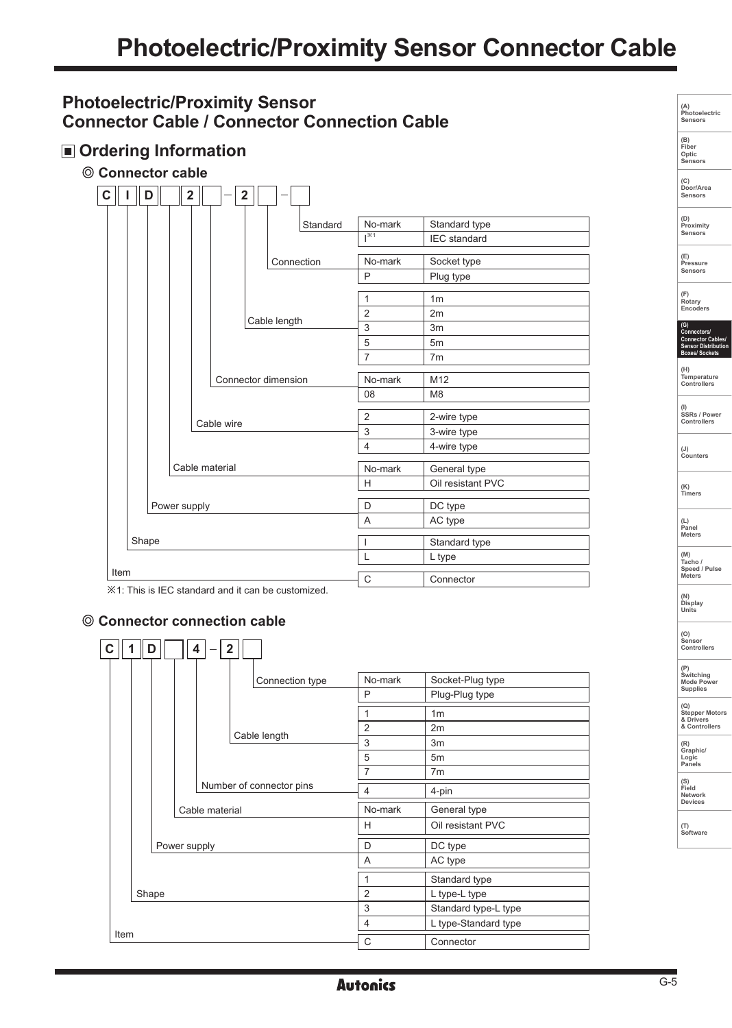# Photoelectric/Proximity Sensor Connector Cable

## Photoelectric/Proximity Sensor Connector Cable / Connector Connection Cable

## ■ Ordering Information

### ◎ Connector cable

C | I | D | | 2 | | – | 2 | | – |

| Item | Code | Description |
|---|---|---|
| Standard | No-mark | Standard type |
| | I※1 | IEC standard |
| Connection | No-mark | Socket type |
| | P | Plug type |
| Cable length | 1 | 1m |
| | 2 | 2m |
| | 3 | 3m |
| | 5 | 5m |
| | 7 | 7m |
| Connector dimension | No-mark | M12 |
| | 08 | M8 |
| Cable wire | 2 | 2-wire type |
| | 3 | 3-wire type |
| | 4 | 4-wire type |
| Cable material | No-mark | General type |
| | H | Oil resistant PVC |
| Power supply | D | DC type |
| | A | AC type |
| Shape | I | Standard type |
| | L | L type |
| Item | C | Connector |

※1: This is IEC standard and it can be customized.

### ◎ Connector connection cable

C | 1 | D | | 4 | – | 2 | |

| Item | Code | Description |
|---|---|---|
| Connection type | No-mark | Socket-Plug type |
| | P | Plug-Plug type |
| Cable length | 1 | 1m |
| | 2 | 2m |
| | 3 | 3m |
| | 5 | 5m |
| | 7 | 7m |
| Number of connector pins | 4 | 4-pin |
| Cable material | No-mark | General type |
| | H | Oil resistant PVC |
| Power supply | D | DC type |
| | A | AC type |
| Shape | 1 | Standard type |
| | 2 | L type-L type |
| | 3 | Standard type-L type |
| | 4 | L type-Standard type |
| Item | C | Connector |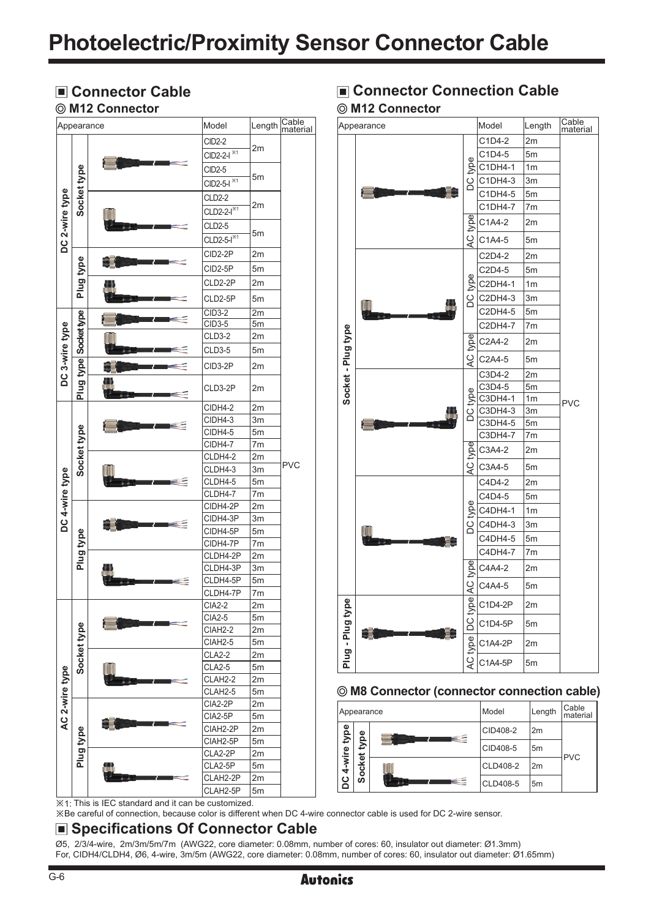# Photoelectric/Proximity Sensor Connector Cable

## Connector Cable

### ◎ M12 Connector

| Appearance | | Model | Length | Cable material |
|---|---|---|---|---|
| DC 2-wire type | Socket type | CID2-2 | 2m | PVC |
| | | CID2-2-I ※1 | | |
| | | CID2-5 | 5m | |
| | | CID2-5-I ※1 | | |
| | | CLD2-2 | 2m | |
| | | CLD2-2-I ※1 | | |
| | | CLD2-5 | 5m | |
| | | CLD2-5-I ※1 | | |
| | Plug type | CID2-2P | 2m | |
| | | CID2-5P | 5m | |
| | | CLD2-2P | 2m | |
| | | CLD2-5P | 5m | |
| DC 3-wire type | Socket type | CID3-2 | 2m | |
| | | CID3-5 | 5m | |
| | | CLD3-2 | 2m | |
| | | CLD3-5 | 5m | |
| | Plug type | CID3-2P | 2m | |
| | | CLD3-2P | 2m | |
| DC 4-wire type | Socket type | CIDH4-2 | 2m | |
| | | CIDH4-3 | 3m | |
| | | CIDH4-5 | 5m | |
| | | CIDH4-7 | 7m | |
| | | CLDH4-2 | 2m | |
| | | CLDH4-3 | 3m | |
| | | CLDH4-5 | 5m | |
| | | CLDH4-7 | 7m | |
| | Plug type | CIDH4-2P | 2m | |
| | | CIDH4-3P | 3m | |
| | | CIDH4-5P | 5m | |
| | | CIDH4-7P | 7m | |
| | | CLDH4-2P | 2m | |
| | | CLDH4-3P | 3m | |
| | | CLDH4-5P | 5m | |
| | | CLDH4-7P | 7m | |
| AC 2-wire type | Socket type | CIA2-2 | 2m | |
| | | CIA2-5 | 5m | |
| | | CIAH2-2 | 2m | |
| | | CIAH2-5 | 5m | |
| | | CLA2-2 | 2m | |
| | | CLA2-5 | 5m | |
| | | CLAH2-2 | 2m | |
| | | CLAH2-5 | 5m | |
| | Plug type | CIA2-2P | 2m | |
| | | CIA2-5P | 5m | |
| | | CIAH2-2P | 2m | |
| | | CIAH2-5P | 5m | |
| | | CLA2-2P | 2m | |
| | | CLA2-5P | 5m | |
| | | CLAH2-2P | 2m | |
| | | CLAH2-5P | 5m | |

※1: This is IEC standard and it can be customized.

※Be careful of connection, because color is different when DC 4-wire connector cable is used for DC 2-wire sensor.

## Connector Connection Cable

### ◎ M12 Connector

| Appearance | | Model | Length | Cable material |
|---|---|---|---|---|
| Socket - Plug type | DC type | C1D4-2 | 2m | PVC |
| | | C1D4-5 | 5m | |
| | | C1DH4-1 | 1m | |
| | | C1DH4-3 | 3m | |
| | | C1DH4-5 | 5m | |
| | | C1DH4-7 | 7m | |
| | AC type | C1A4-2 | 2m | |
| | | C1A4-5 | 5m | |
| | DC type | C2D4-2 | 2m | |
| | | C2D4-5 | 5m | |
| | | C2DH4-1 | 1m | |
| | | C2DH4-3 | 3m | |
| | | C2DH4-5 | 5m | |
| | | C2DH4-7 | 7m | |
| | AC type | C2A4-2 | 2m | |
| | | C2A4-5 | 5m | |
| | DC type | C3D4-2 | 2m | |
| | | C3D4-5 | 5m | |
| | | C3DH4-1 | 1m | |
| | | C3DH4-3 | 3m | |
| | | C3DH4-5 | 5m | |
| | | C3DH4-7 | 7m | |
| | AC type | C3A4-2 | 2m | |
| | | C3A4-5 | 5m | |
| | DC type | C4D4-2 | 2m | |
| | | C4D4-5 | 5m | |
| | | C4DH4-1 | 1m | |
| | | C4DH4-3 | 3m | |
| | | C4DH4-5 | 5m | |
| | | C4DH4-7 | 7m | |
| | AC type | C4A4-2 | 2m | |
| | | C4A4-5 | 5m | |
| Plug - Plug type | DC type | C1D4-2P | 2m | |
| | | C1D4-5P | 5m | |
| | AC type | C1A4-2P | 2m | |
| | | C1A4-5P | 5m | |

### ◎ M8 Connector (connector connection cable)

| Appearance | | Model | Length | Cable material |
|---|---|---|---|---|
| DC 4-wire type | Socket type | CID408-2 | 2m | PVC |
| | | CID408-5 | 5m | |
| | | CLD408-2 | 2m | |
| | | CLD408-5 | 5m | |

## Specifications Of Connector Cable

Ø5, 2/3/4-wire, 2m/3m/5m/7m (AWG22, core diameter: 0.08mm, number of cores: 60, insulator out diameter: Ø1.3mm)
For, CIDH4/CLDH4, Ø6, 4-wire, 3m/5m (AWG22, core diameter: 0.08mm, number of cores: 60, insulator out diameter: Ø1.65mm)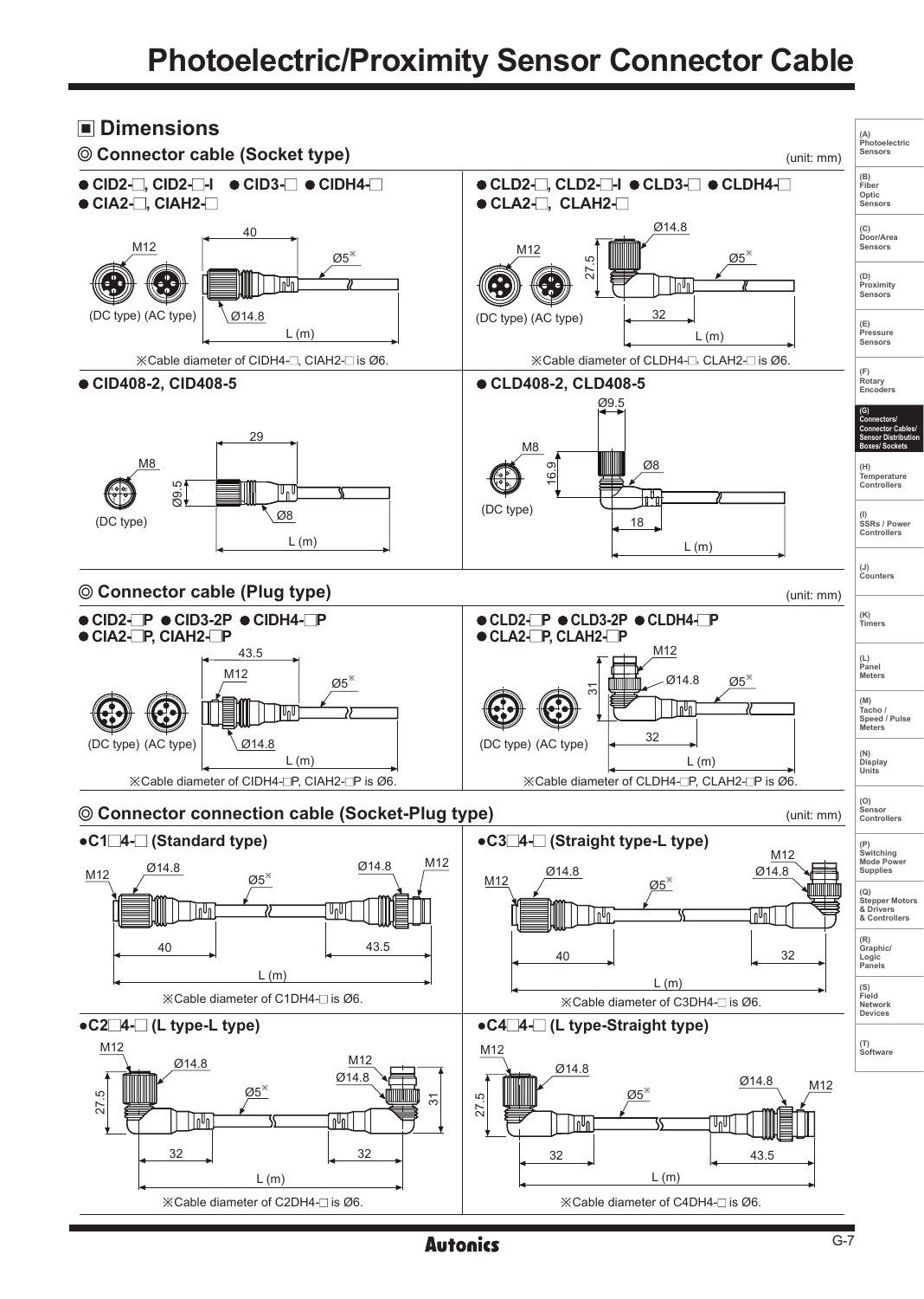# Photoelectric/Proximity Sensor Connector Cable

## ■ Dimensions

### ◎ Connector cable (Socket type)

(unit: mm)

● CID2-□, CID2-□-I ● CID3-□ ● CIDH4-□
● CIA2-□, CIAH2-□

M12, 40, Ø5※, Ø14.8, L (m)

(DC type) (AC type)

※Cable diameter of CIDH4-□, CIAH2-□ is Ø6.

● CLD2-□, CLD2-□-I ● CLD3-□ ● CLDH4-□
● CLA2-□, CLAH2-□

M12, Ø14.8, 27.5, Ø5※, 32, L (m)

(DC type) (AC type)

※Cable diameter of CLDH4-□, CLAH2-□ is Ø6.

● CID408-2, CID408-5

M8, 29, Ø9.5, Ø8, L (m)

(DC type)

● CLD408-2, CLD408-5

Ø9.5, M8, 16.9, Ø8, 18, L (m)

(DC type)

### ◎ Connector cable (Plug type)

(unit: mm)

● CID2-□P ● CID3-2P ● CIDH4-□P
● CIA2-□P, CIAH2-□P

43.5, M12, Ø5※, Ø14.8, L (m)

(DC type) (AC type)

※Cable diameter of CIDH4-□P, CIAH2-□P is Ø6.

● CLD2-□P ● CLD3-2P ● CLDH4-□P
● CLA2-□P, CLAH2-□P

M12, 31, Ø14.8, Ø5※, 32, L (m)

(DC type) (AC type)

※Cable diameter of CLDH4-□P, CLAH2-□P is Ø6.

### ◎ Connector connection cable (Socket-Plug type)

(unit: mm)

●C1□4-□ (Standard type)

M12, Ø14.8, Ø5※, Ø14.8, M12, 40, 43.5, L (m)

※Cable diameter of C1DH4-□ is Ø6.

●C3□4-□ (Straight type-L type)

M12, Ø14.8, Ø5※, M12, Ø14.8, 40, 32, L (m)

※Cable diameter of C3DH4-□ is Ø6.

●C2□4-□ (L type-L type)

M12, Ø14.8, 27.5, Ø5※, M12, Ø14.8, 31, 32, 32, L (m)

※Cable diameter of C2DH4-□ is Ø6.

●C4□4-□ (L type-Straight type)

M12, Ø14.8, 27.5, Ø5※, Ø14.8, M12, 32, 43.5, L (m)

※Cable diameter of C4DH4-□ is Ø6.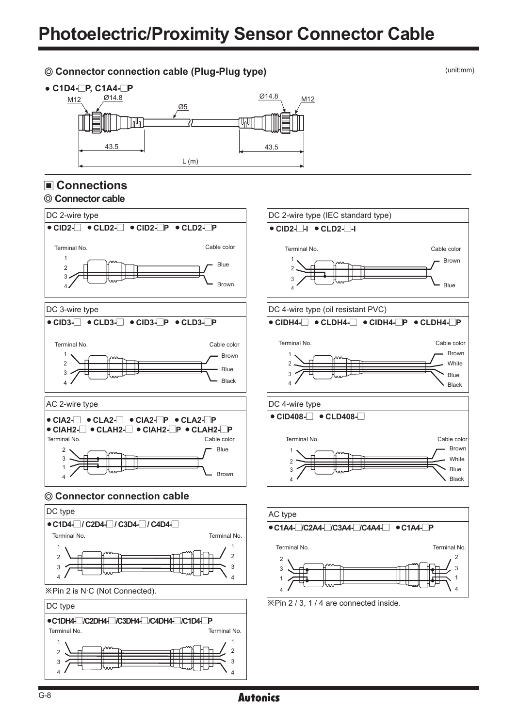# Photoelectric/Proximity Sensor Connector Cable

### ◎ Connector connection cable (Plug-Plug type)

(unit:mm)

- **C1D4-□P, C1A4-□P**

M12 Ø14.8 Ø5 Ø14.8 M12

43.5 43.5

L (m)

## ■ Connections

### ◎ Connector cable

**DC 2-wire type**

- **CID2-□** • **CLD2-□** • **CID2-□P** • **CLD2-□P**

| Terminal No. | Cable color |
|---|---|
| 1 | |
| 2 | Blue |
| 3 | |
| 4 | Brown |

**DC 2-wire type (IEC standard type)**

- **CID2-□-I** • **CLD2-□-I**

| Terminal No. | Cable color |
|---|---|
| 1 | Brown |
| 2 | |
| 3 | |
| 4 | Blue |

**DC 3-wire type**

- **CID3-□** • **CLD3-□** • **CID3-□P** • **CLD3-□P**

| Terminal No. | Cable color |
|---|---|
| 1 | Brown |
| 2 | |
| 3 | Blue |
| 4 | Black |

**DC 4-wire type (oil resistant PVC)**

- **CIDH4-□** • **CLDH4-□** • **CIDH4-□P** • **CLDH4-□P**

| Terminal No. | Cable color |
|---|---|
| 1 | Brown |
| 2 | White |
| 3 | Blue |
| 4 | Black |

**AC 2-wire type**

- **CIA2-□** • **CLA2-□** • **CIA2-□P** • **CLA2-□P**
- **CIAH2-□** • **CLAH2-□** • **CIAH2-□P** • **CLAH2-□P**

| Terminal No. | Cable color |
|---|---|
| 2 | Blue |
| 3 | |
| 1 | |
| 4 | Brown |

**DC 4-wire type**

- **CID408-□** • **CLD408-□**

| Terminal No. | Cable color |
|---|---|
| 1 | Brown |
| 2 | White |
| 3 | Blue |
| 4 | Black |

### ◎ Connector connection cable

**DC type**

- **C1D4-□ / C2D4-□ / C3D4-□ / C4D4-□**

| Terminal No. | Terminal No. |
|---|---|
| 1 | 1 |
| 2 | 2 |
| 3 | 3 |
| 4 | 4 |

※Pin 2 is N·C (Not Connected).

**DC type**

- **C1DH4-□/C2DH4-□/C3DH4-□/C4DH4-□/C1D4-□P**

| Terminal No. | Terminal No. |
|---|---|
| 1 | 1 |
| 2 | 2 |
| 3 | 3 |
| 4 | 4 |

**AC type**

- **C1A4-□/C2A4-□/C3A4-□/C4A4-□** • **C1A4-□P**

| Terminal No. | Terminal No. |
|---|---|
| 2 | 2 |
| 3 | 3 |
| 1 | 1 |
| 4 | 4 |

※Pin 2 / 3, 1 / 4 are connected inside.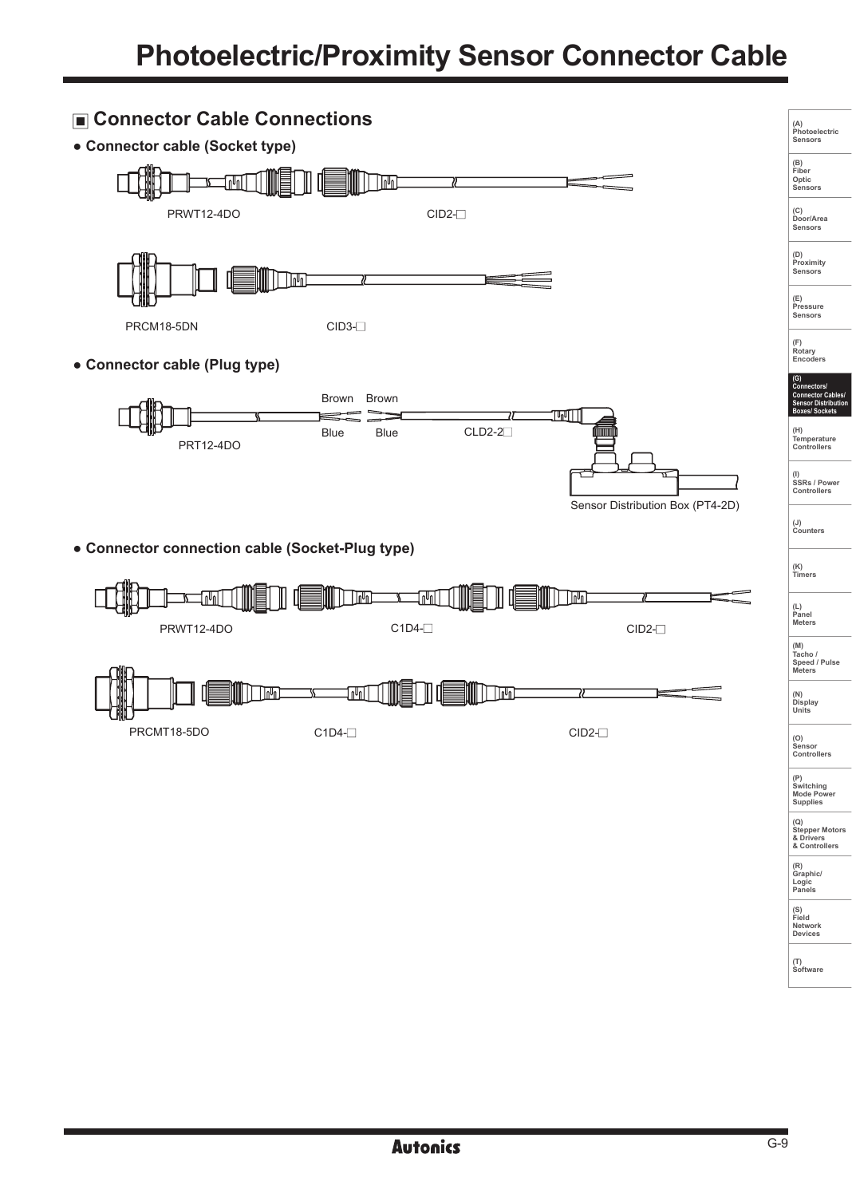# Photoelectric/Proximity Sensor Connector Cable

## ■ Connector Cable Connections

● **Connector cable (Socket type)**

PRWT12-4DO

CID2-□

PRCM18-5DN

CID3-□

● **Connector cable (Plug type)**

Brown Brown

Blue Blue

CLD2-2□

PRT12-4DO

Sensor Distribution Box (PT4-2D)

● **Connector connection cable (Socket-Plug type)**

PRWT12-4DO

C1D4-□

CID2-□

PRCMT18-5DO

C1D4-□

CID2-□